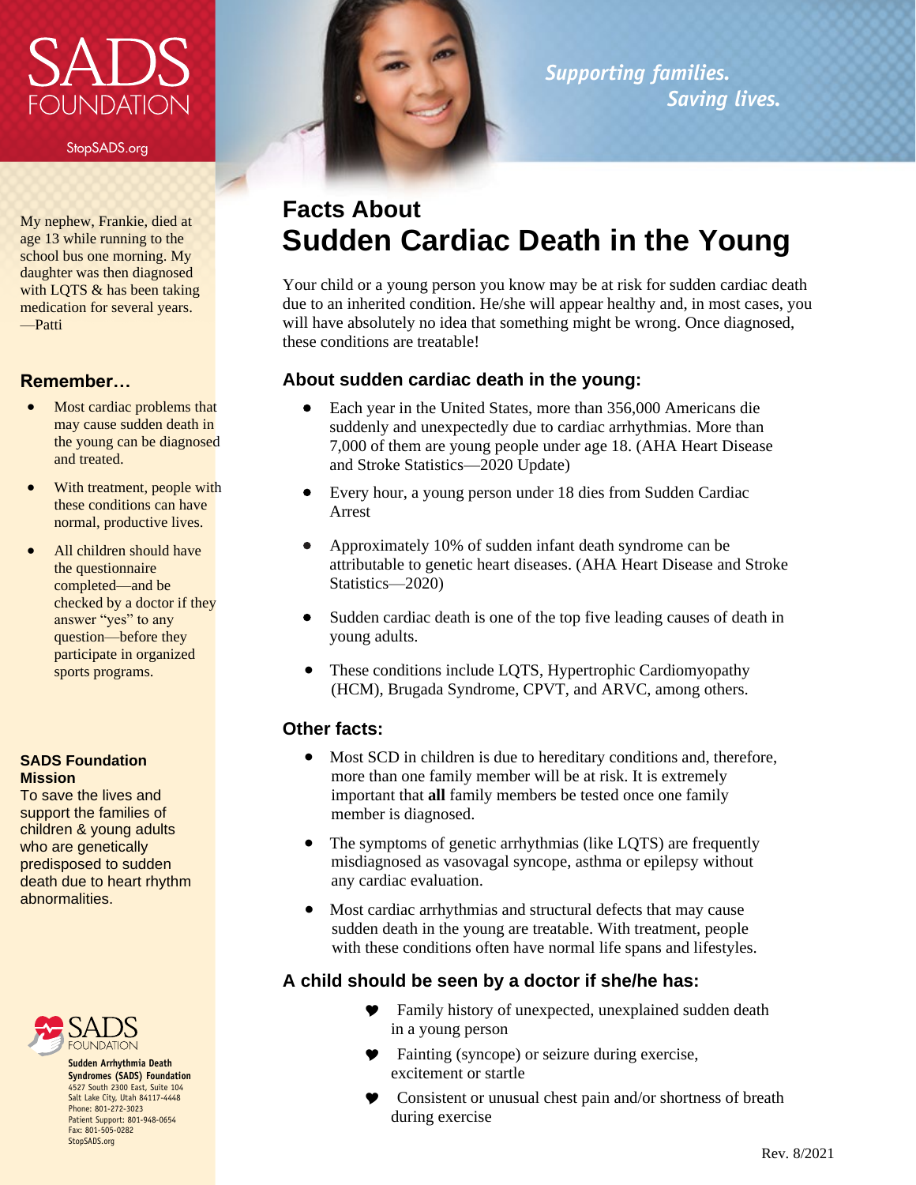# SADS FOUNDATION

StopSADS.org

*Supporting families. Saving lives.*

My nephew, Frankie, died at age 13 while running to the school bus one morning. My daughter was then diagnosed with LQTS & has been taking medication for several years.
—Patti

## Remember…

- Most cardiac problems that may cause sudden death in the young can be diagnosed and treated.
- With treatment, people with these conditions can have normal, productive lives.
- All children should have the questionnaire completed—and be checked by a doctor if they answer "yes" to any question—before they participate in organized sports programs.

**SADS Foundation Mission**
To save the lives and support the families of children & young adults who are genetically predisposed to sudden death due to heart rhythm abnormalities.

SADS FOUNDATION
**Sudden Arrhythmia Death Syndromes (SADS) Foundation**
4527 South 2300 East, Suite 104
Salt Lake City, Utah 84117-4448
Phone: 801-272-3023
Patient Support: 801-948-0654
Fax: 801-505-0282
StopSADS.org

# Facts About
# Sudden Cardiac Death in the Young

Your child or a young person you know may be at risk for sudden cardiac death due to an inherited condition. He/she will appear healthy and, in most cases, you will have absolutely no idea that something might be wrong. Once diagnosed, these conditions are treatable!

### About sudden cardiac death in the young:

- Each year in the United States, more than 356,000 Americans die suddenly and unexpectedly due to cardiac arrhythmias. More than 7,000 of them are young people under age 18. (AHA Heart Disease and Stroke Statistics—2020 Update)
- Every hour, a young person under 18 dies from Sudden Cardiac Arrest
- Approximately 10% of sudden infant death syndrome can be attributable to genetic heart diseases. (AHA Heart Disease and Stroke Statistics—2020)
- Sudden cardiac death is one of the top five leading causes of death in young adults.
- These conditions include LQTS, Hypertrophic Cardiomyopathy (HCM), Brugada Syndrome, CPVT, and ARVC, among others.

### Other facts:

- Most SCD in children is due to hereditary conditions and, therefore, more than one family member will be at risk. It is extremely important that **all** family members be tested once one family member is diagnosed.
- The symptoms of genetic arrhythmias (like LQTS) are frequently misdiagnosed as vasovagal syncope, asthma or epilepsy without any cardiac evaluation.
- Most cardiac arrhythmias and structural defects that may cause sudden death in the young are treatable. With treatment, people with these conditions often have normal life spans and lifestyles.

### A child should be seen by a doctor if she/he has:

- Family history of unexpected, unexplained sudden death in a young person
- Fainting (syncope) or seizure during exercise, excitement or startle
- Consistent or unusual chest pain and/or shortness of breath during exercise

Rev. 8/2021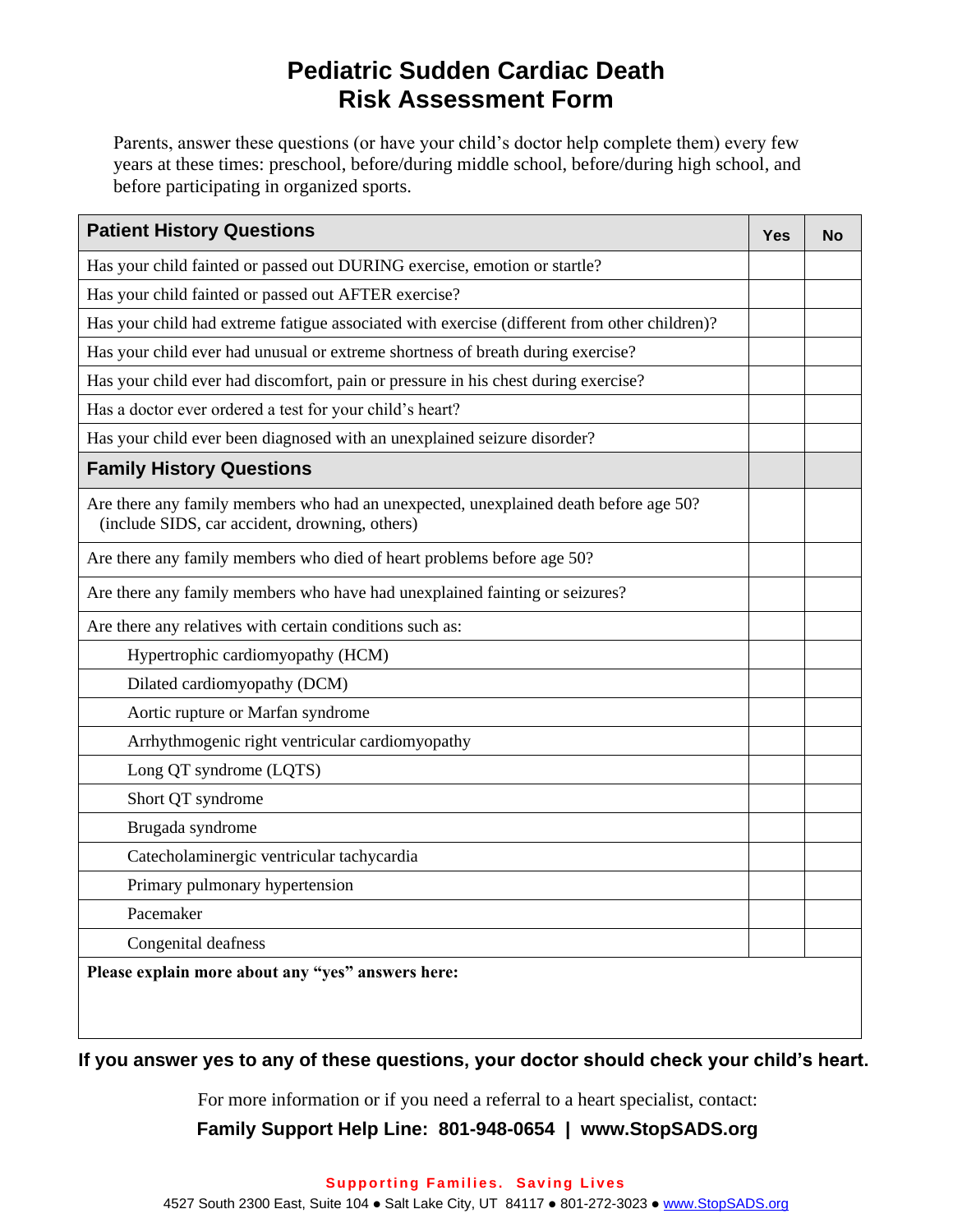# Pediatric Sudden Cardiac Death Risk Assessment Form

Parents, answer these questions (or have your child's doctor help complete them) every few years at these times: preschool, before/during middle school, before/during high school, and before participating in organized sports.

| Patient History Questions | Yes | No |
|---|---|---|
| Has your child fainted or passed out DURING exercise, emotion or startle? | | |
| Has your child fainted or passed out AFTER exercise? | | |
| Has your child had extreme fatigue associated with exercise (different from other children)? | | |
| Has your child ever had unusual or extreme shortness of breath during exercise? | | |
| Has your child ever had discomfort, pain or pressure in his chest during exercise? | | |
| Has a doctor ever ordered a test for your child's heart? | | |
| Has your child ever been diagnosed with an unexplained seizure disorder? | | |
| **Family History Questions** | | |
| Are there any family members who had an unexpected, unexplained death before age 50? (include SIDS, car accident, drowning, others) | | |
| Are there any family members who died of heart problems before age 50? | | |
| Are there any family members who have had unexplained fainting or seizures? | | |
| Are there any relatives with certain conditions such as: | | |
| Hypertrophic cardiomyopathy (HCM) | | |
| Dilated cardiomyopathy (DCM) | | |
| Aortic rupture or Marfan syndrome | | |
| Arrhythmogenic right ventricular cardiomyopathy | | |
| Long QT syndrome (LQTS) | | |
| Short QT syndrome | | |
| Brugada syndrome | | |
| Catecholaminergic ventricular tachycardia | | |
| Primary pulmonary hypertension | | |
| Pacemaker | | |
| Congenital deafness | | |

**Please explain more about any "yes" answers here:**

**If you answer yes to any of these questions, your doctor should check your child's heart.**

For more information or if you need a referral to a heart specialist, contact:

**Family Support Help Line: 801-948-0654 | www.StopSADS.org**

**Supporting Families. Saving Lives**

4527 South 2300 East, Suite 104 ● Salt Lake City, UT 84117 ● 801-272-3023 ● www.StopSADS.org